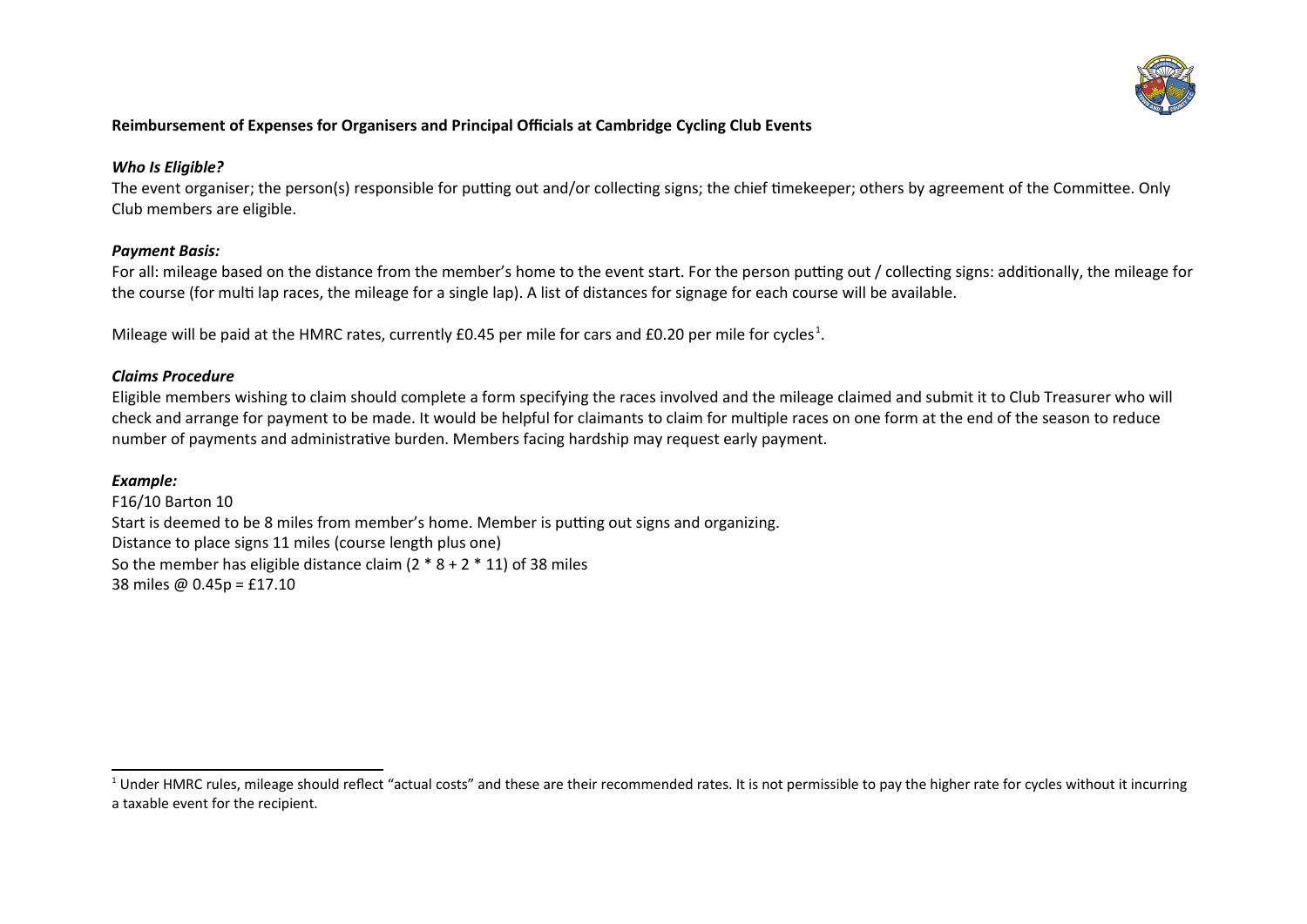**Reimbursement of Expenses for Organisers and Principal Officials at Cambridge Cycling Club Events**

***Who Is Eligible?***

The event organiser; the person(s) responsible for putting out and/or collecting signs; the chief timekeeper; others by agreement of the Committee. Only Club members are eligible.

***Payment Basis:***

For all: mileage based on the distance from the member's home to the event start. For the person putting out / collecting signs: additionally, the mileage for the course (for multi lap races, the mileage for a single lap). A list of distances for signage for each course will be available.

Mileage will be paid at the HMRC rates, currently £0.45 per mile for cars and £0.20 per mile for cycles[1].

***Claims Procedure***

Eligible members wishing to claim should complete a form specifying the races involved and the mileage claimed and submit it to Club Treasurer who will check and arrange for payment to be made. It would be helpful for claimants to claim for multiple races on one form at the end of the season to reduce number of payments and administrative burden. Members facing hardship may request early payment.

***Example:***

F16/10 Barton 10
Start is deemed to be 8 miles from member's home. Member is putting out signs and organizing.
Distance to place signs 11 miles (course length plus one)
So the member has eligible distance claim (2 * 8 + 2 * 11) of 38 miles
38 miles @ 0.45p = £17.10

---

[1] Under HMRC rules, mileage should reflect "actual costs" and these are their recommended rates. It is not permissible to pay the higher rate for cycles without it incurring a taxable event for the recipient.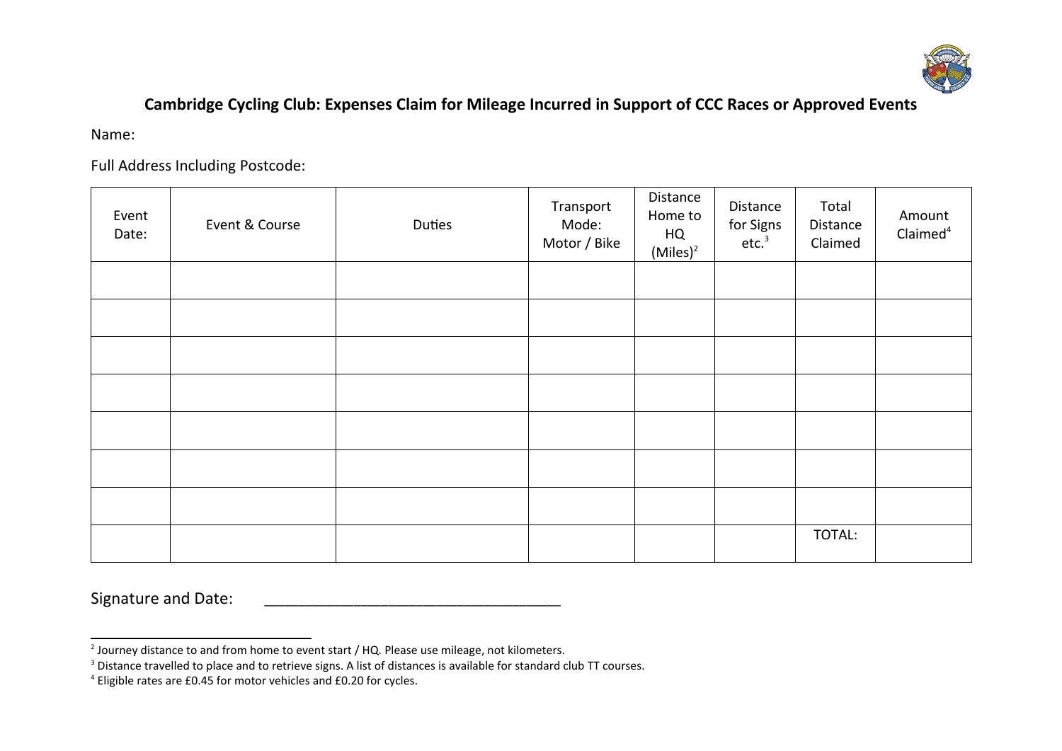**Cambridge Cycling Club: Expenses Claim for Mileage Incurred in Support of CCC Races or Approved Events**

Name:

Full Address Including Postcode:

| Event Date: | Event & Course | Duties | Transport Mode: Motor / Bike | Distance Home to HQ (Miles)[2] | Distance for Signs etc.[3] | Total Distance Claimed | Amount Claimed[4] |
|---|---|---|---|---|---|---|---|
| | | | | | | | |
| | | | | | | | |
| | | | | | | | |
| | | | | | | | |
| | | | | | | | |
| | | | | | | | |
| | | | | | | | |
| | | | | | | TOTAL: | |

Signature and Date: ______________________________________

[2] Journey distance to and from home to event start / HQ. Please use mileage, not kilometers.

[3] Distance travelled to place and to retrieve signs. A list of distances is available for standard club TT courses.

[4] Eligible rates are £0.45 for motor vehicles and £0.20 for cycles.